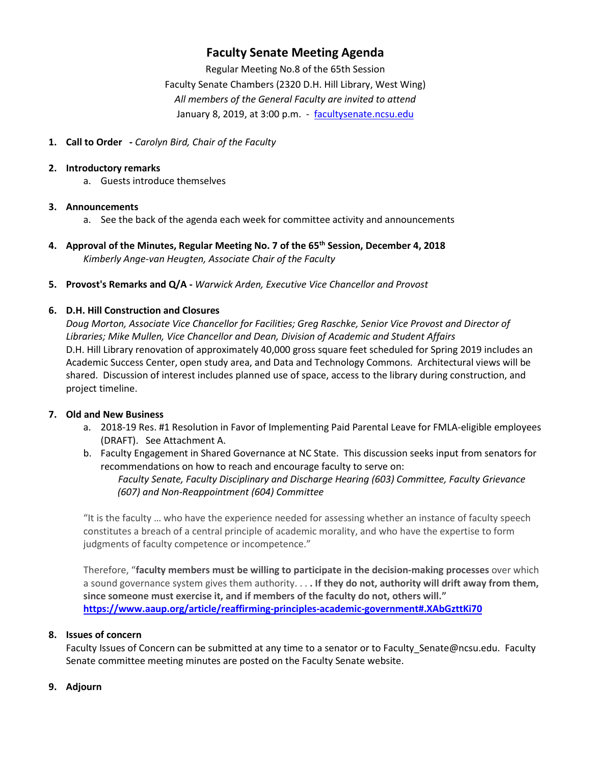# Faculty Senate Meeting Agenda

Regular Meeting No.8 of the 65th Session
Faculty Senate Chambers (2320 D.H. Hill Library, West Wing)
*All members of the General Faculty are invited to attend*
January 8, 2019, at 3:00 p.m. - facultysenate.ncsu.edu

1. **Call to Order** - *Carolyn Bird, Chair of the Faculty*

2. **Introductory remarks**
   a. Guests introduce themselves

3. **Announcements**
   a. See the back of the agenda each week for committee activity and announcements

4. **Approval of the Minutes, Regular Meeting No. 7 of the 65th Session, December 4, 2018**
   *Kimberly Ange-van Heugten, Associate Chair of the Faculty*

5. **Provost's Remarks and Q/A** - *Warwick Arden, Executive Vice Chancellor and Provost*

6. **D.H. Hill Construction and Closures**
   *Doug Morton, Associate Vice Chancellor for Facilities; Greg Raschke, Senior Vice Provost and Director of Libraries; Mike Mullen, Vice Chancellor and Dean, Division of Academic and Student Affairs*
   D.H. Hill Library renovation of approximately 40,000 gross square feet scheduled for Spring 2019 includes an Academic Success Center, open study area, and Data and Technology Commons. Architectural views will be shared. Discussion of interest includes planned use of space, access to the library during construction, and project timeline.

7. **Old and New Business**
   a. 2018-19 Res. #1 Resolution in Favor of Implementing Paid Parental Leave for FMLA-eligible employees (DRAFT). See Attachment A.
   b. Faculty Engagement in Shared Governance at NC State. This discussion seeks input from senators for recommendations on how to reach and encourage faculty to serve on:
      *Faculty Senate, Faculty Disciplinary and Discharge Hearing (603) Committee, Faculty Grievance (607) and Non-Reappointment (604) Committee*

   "It is the faculty … who have the experience needed for assessing whether an instance of faculty speech constitutes a breach of a central principle of academic morality, and who have the expertise to form judgments of faculty competence or incompetence."

   Therefore, "**faculty members must be willing to participate in the decision-making processes** over which a sound governance system gives them authority. . . . **If they do not, authority will drift away from them, since someone must exercise it, and if members of the faculty do not, others will."**
   **https://www.aaup.org/article/reaffirming-principles-academic-government#.XAbGzttKi70**

8. **Issues of concern**
   Faculty Issues of Concern can be submitted at any time to a senator or to Faculty_Senate@ncsu.edu. Faculty Senate committee meeting minutes are posted on the Faculty Senate website.

9. **Adjourn**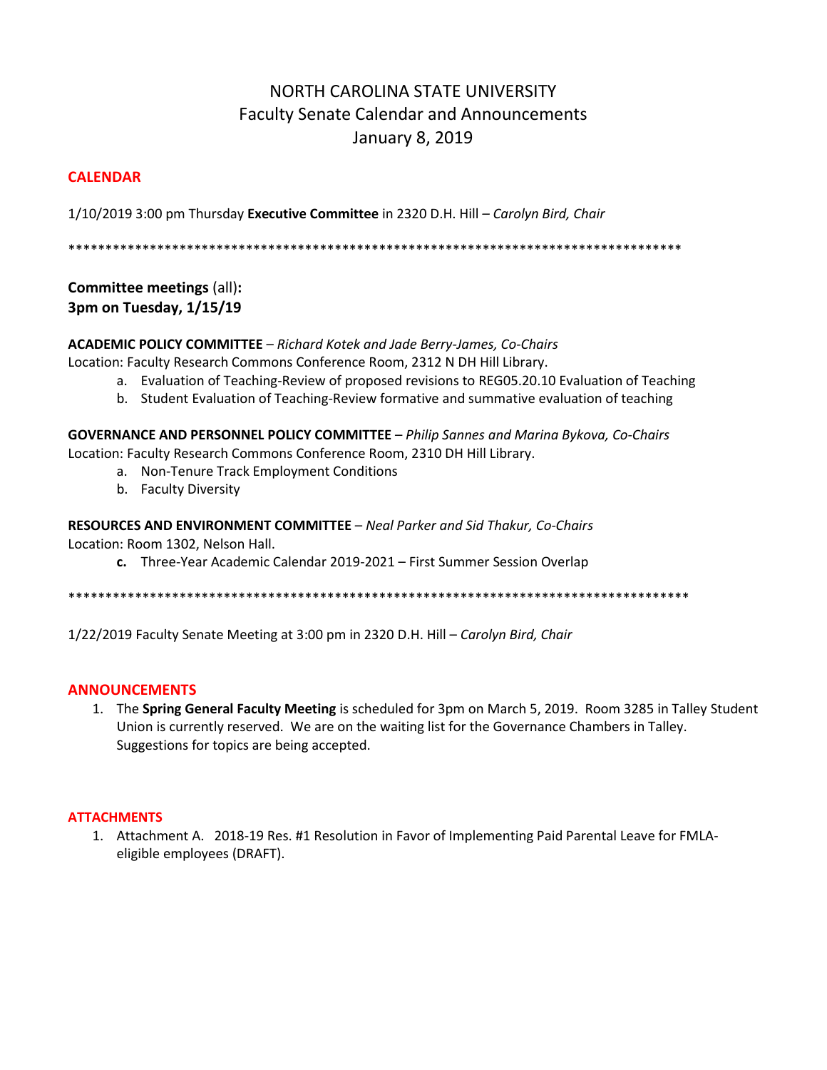# NORTH CAROLINA STATE UNIVERSITY
## Faculty Senate Calendar and Announcements
## January 8, 2019

### CALENDAR

1/10/2019 3:00 pm Thursday **Executive Committee** in 2320 D.H. Hill – *Carolyn Bird, Chair*

************************************************************************************

**Committee meetings** (all)**:**
**3pm on Tuesday, 1/15/19**

**ACADEMIC POLICY COMMITTEE** – *Richard Kotek and Jade Berry-James, Co-Chairs*
Location: Faculty Research Commons Conference Room, 2312 N DH Hill Library.

a. Evaluation of Teaching-Review of proposed revisions to REG05.20.10 Evaluation of Teaching
b. Student Evaluation of Teaching-Review formative and summative evaluation of teaching

**GOVERNANCE AND PERSONNEL POLICY COMMITTEE** – *Philip Sannes and Marina Bykova, Co-Chairs*
Location: Faculty Research Commons Conference Room, 2310 DH Hill Library.

a. Non-Tenure Track Employment Conditions
b. Faculty Diversity

**RESOURCES AND ENVIRONMENT COMMITTEE** – *Neal Parker and Sid Thakur, Co-Chairs*
Location: Room 1302, Nelson Hall.

**c.** Three-Year Academic Calendar 2019-2021 – First Summer Session Overlap

************************************************************************************

1/22/2019 Faculty Senate Meeting at 3:00 pm in 2320 D.H. Hill – *Carolyn Bird, Chair*

### ANNOUNCEMENTS

1. The **Spring General Faculty Meeting** is scheduled for 3pm on March 5, 2019. Room 3285 in Talley Student Union is currently reserved. We are on the waiting list for the Governance Chambers in Talley. Suggestions for topics are being accepted.

### ATTACHMENTS

1. Attachment A. 2018-19 Res. #1 Resolution in Favor of Implementing Paid Parental Leave for FMLA-eligible employees (DRAFT).